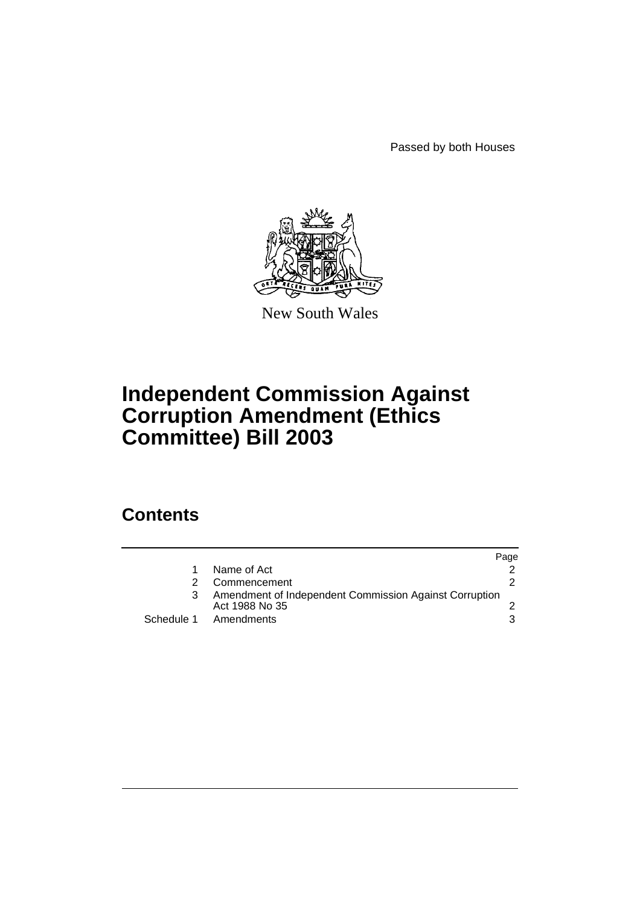Passed by both Houses

New South Wales

# Independent Commission Against Corruption Amendment (Ethics Committee) Bill 2003

## Contents

| | | Page |
|---|---|---|
| 1 | Name of Act | 2 |
| 2 | Commencement | 2 |
| 3 | Amendment of Independent Commission Against Corruption Act 1988 No 35 | 2 |
| Schedule 1 | Amendments | 3 |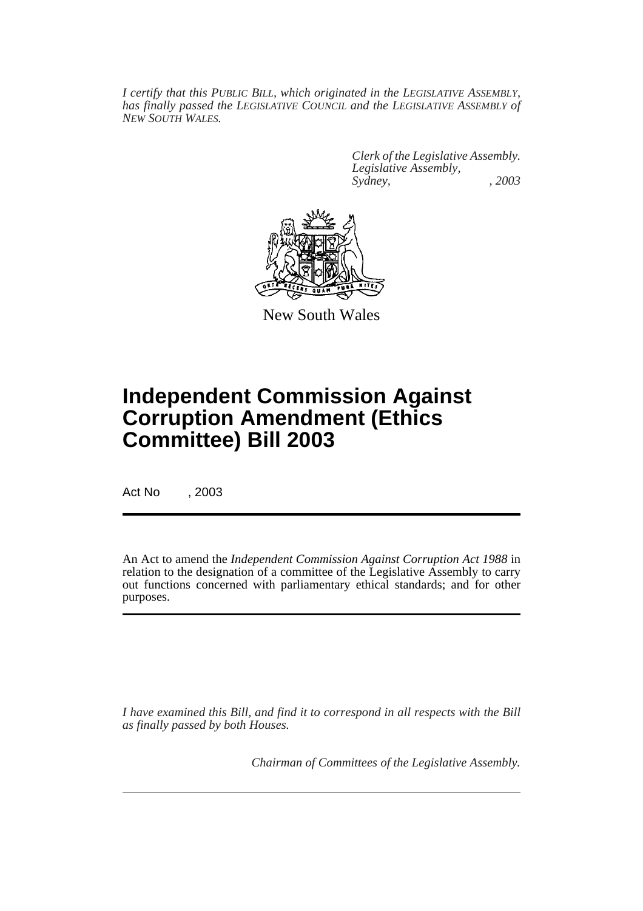*I certify that this PUBLIC BILL, which originated in the LEGISLATIVE ASSEMBLY, has finally passed the LEGISLATIVE COUNCIL and the LEGISLATIVE ASSEMBLY of NEW SOUTH WALES.*

*Clerk of the Legislative Assembly.*
*Legislative Assembly,*
*Sydney, , 2003*

New South Wales

# Independent Commission Against Corruption Amendment (Ethics Committee) Bill 2003

Act No , 2003

An Act to amend the *Independent Commission Against Corruption Act 1988* in relation to the designation of a committee of the Legislative Assembly to carry out functions concerned with parliamentary ethical standards; and for other purposes.

*I have examined this Bill, and find it to correspond in all respects with the Bill as finally passed by both Houses.*

*Chairman of Committees of the Legislative Assembly.*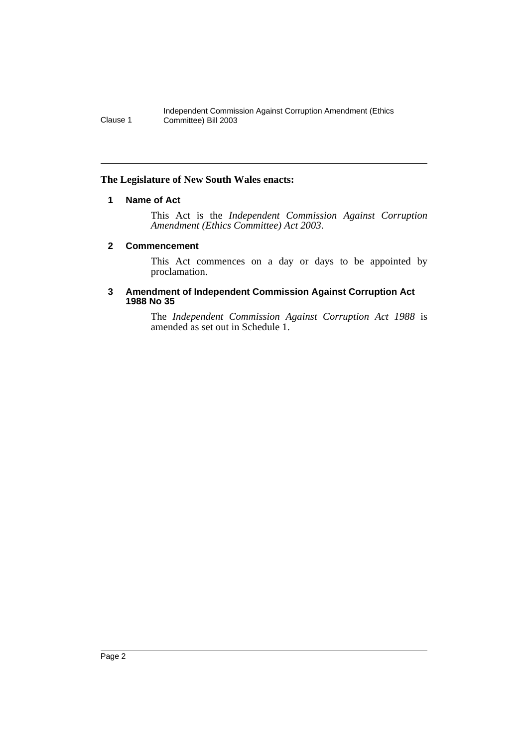**The Legislature of New South Wales enacts:**

### 1 Name of Act

This Act is the *Independent Commission Against Corruption Amendment (Ethics Committee) Act 2003*.

### 2 Commencement

This Act commences on a day or days to be appointed by proclamation.

### 3 Amendment of Independent Commission Against Corruption Act 1988 No 35

The *Independent Commission Against Corruption Act 1988* is amended as set out in Schedule 1.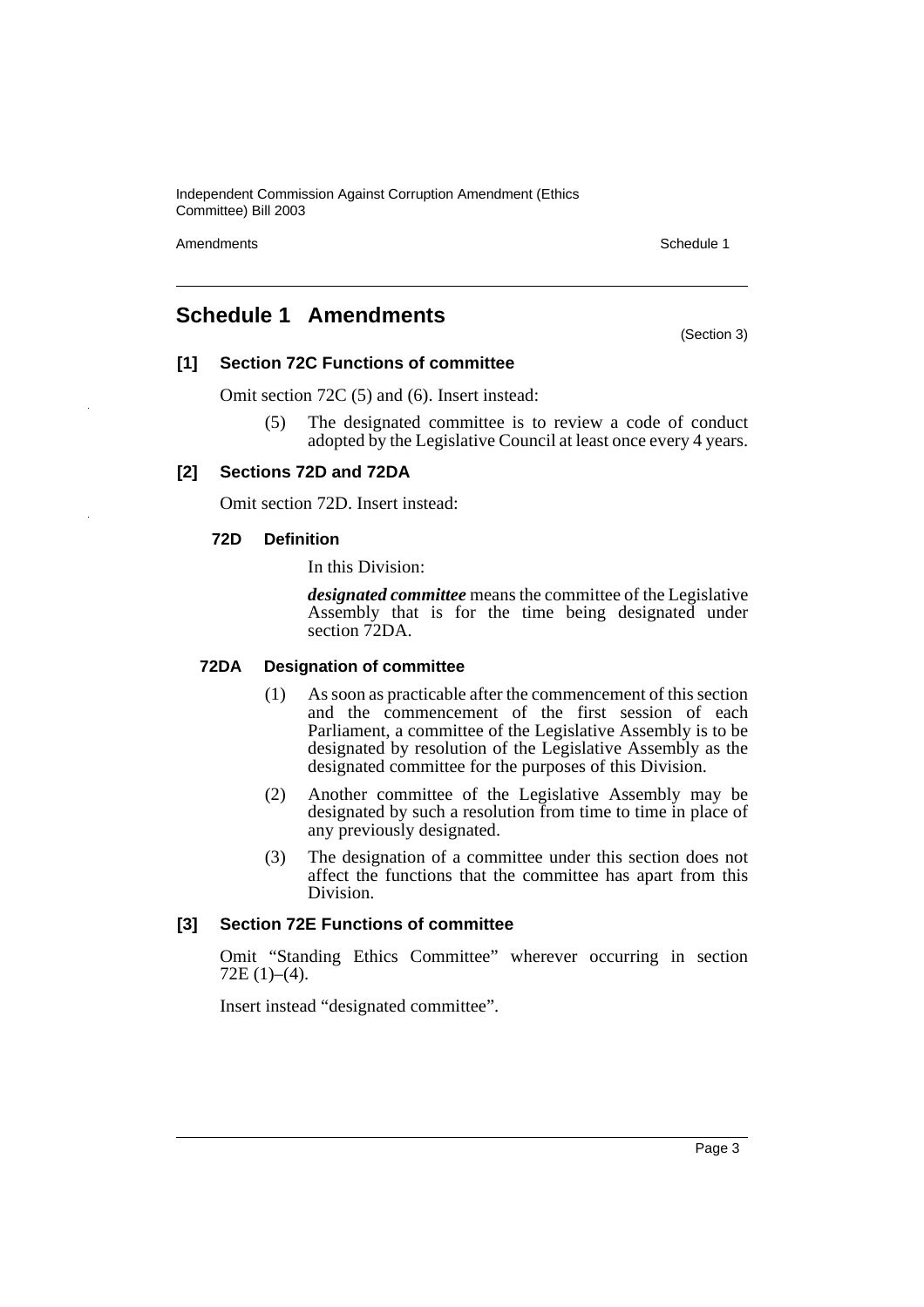# Schedule 1 Amendments

(Section 3)

## [1] Section 72C Functions of committee

Omit section 72C (5) and (6). Insert instead:

(5) The designated committee is to review a code of conduct adopted by the Legislative Council at least once every 4 years.

## [2] Sections 72D and 72DA

Omit section 72D. Insert instead:

### 72D Definition

In this Division:

***designated committee*** means the committee of the Legislative Assembly that is for the time being designated under section 72DA.

### 72DA Designation of committee

(1) As soon as practicable after the commencement of this section and the commencement of the first session of each Parliament, a committee of the Legislative Assembly is to be designated by resolution of the Legislative Assembly as the designated committee for the purposes of this Division.

(2) Another committee of the Legislative Assembly may be designated by such a resolution from time to time in place of any previously designated.

(3) The designation of a committee under this section does not affect the functions that the committee has apart from this Division.

## [3] Section 72E Functions of committee

Omit "Standing Ethics Committee" wherever occurring in section 72E (1)–(4).

Insert instead "designated committee".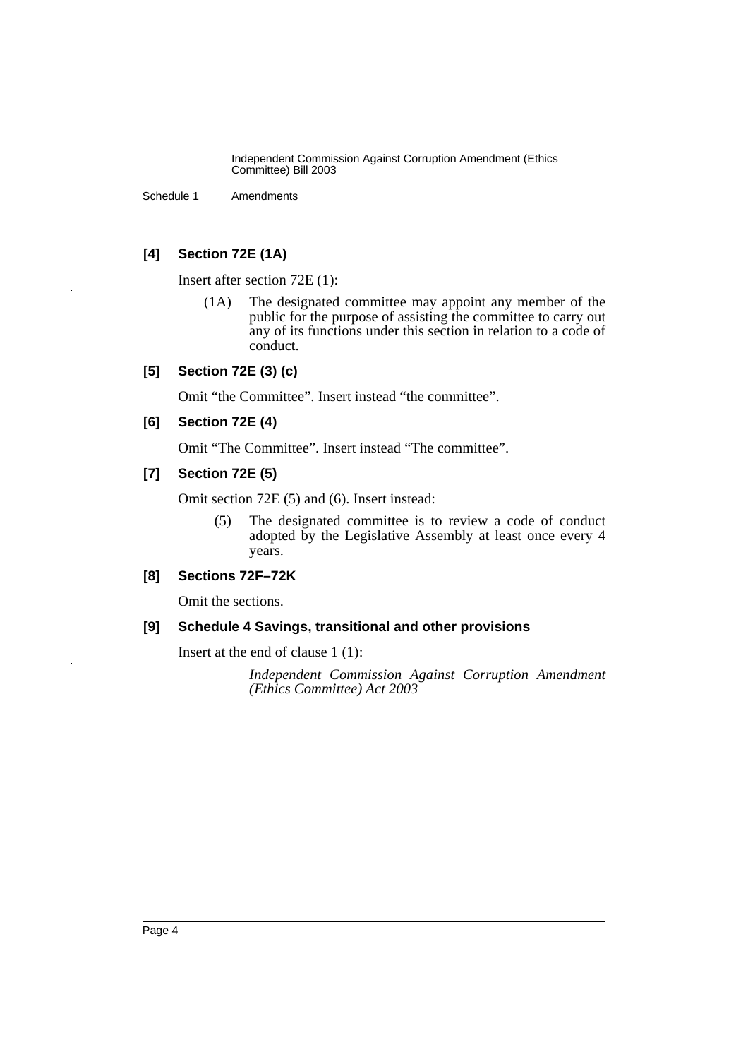### [4] Section 72E (1A)

Insert after section 72E (1):

> (1A) The designated committee may appoint any member of the public for the purpose of assisting the committee to carry out any of its functions under this section in relation to a code of conduct.

### [5] Section 72E (3) (c)

Omit "the Committee". Insert instead "the committee".

### [6] Section 72E (4)

Omit "The Committee". Insert instead "The committee".

### [7] Section 72E (5)

Omit section 72E (5) and (6). Insert instead:

> (5) The designated committee is to review a code of conduct adopted by the Legislative Assembly at least once every 4 years.

### [8] Sections 72F–72K

Omit the sections.

### [9] Schedule 4 Savings, transitional and other provisions

Insert at the end of clause 1 (1):

> *Independent Commission Against Corruption Amendment (Ethics Committee) Act 2003*